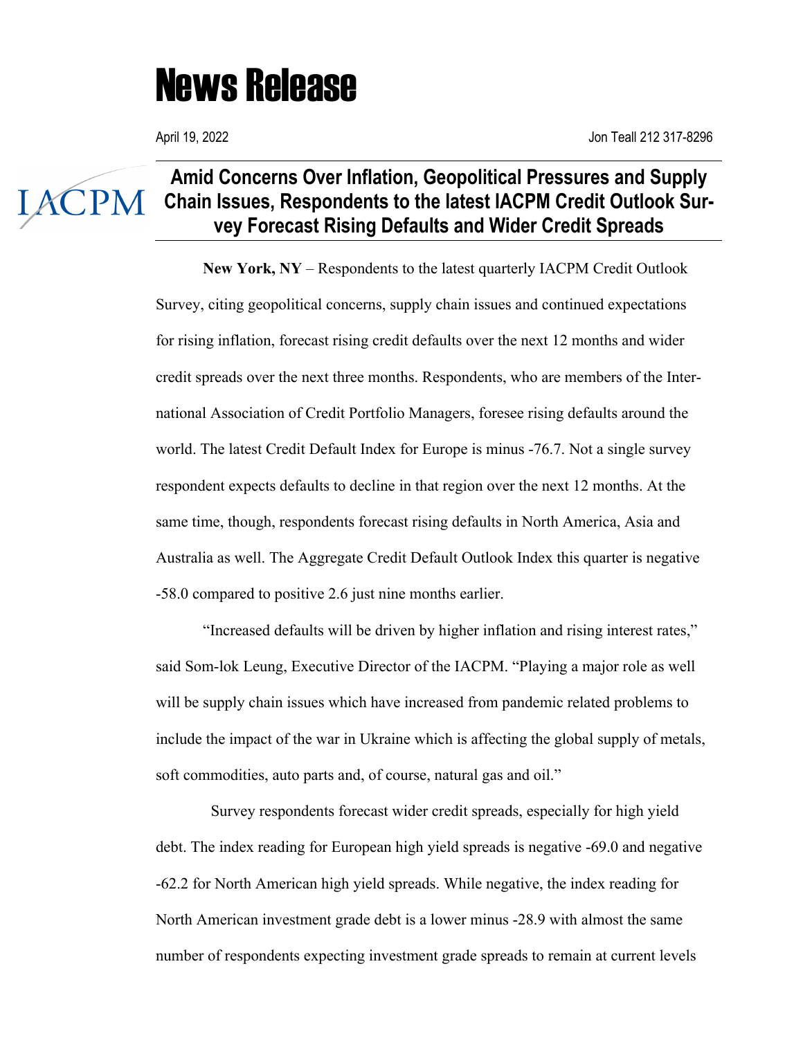# News Release

April 19, 2022

Jon Teall 212 317-8296

IACPM

## Amid Concerns Over Inflation, Geopolitical Pressures and Supply Chain Issues, Respondents to the latest IACPM Credit Outlook Survey Forecast Rising Defaults and Wider Credit Spreads

**New York, NY** – Respondents to the latest quarterly IACPM Credit Outlook Survey, citing geopolitical concerns, supply chain issues and continued expectations for rising inflation, forecast rising credit defaults over the next 12 months and wider credit spreads over the next three months. Respondents, who are members of the International Association of Credit Portfolio Managers, foresee rising defaults around the world. The latest Credit Default Index for Europe is minus -76.7. Not a single survey respondent expects defaults to decline in that region over the next 12 months. At the same time, though, respondents forecast rising defaults in North America, Asia and Australia as well. The Aggregate Credit Default Outlook Index this quarter is negative -58.0 compared to positive 2.6 just nine months earlier.

"Increased defaults will be driven by higher inflation and rising interest rates," said Som-lok Leung, Executive Director of the IACPM. "Playing a major role as well will be supply chain issues which have increased from pandemic related problems to include the impact of the war in Ukraine which is affecting the global supply of metals, soft commodities, auto parts and, of course, natural gas and oil."

Survey respondents forecast wider credit spreads, especially for high yield debt. The index reading for European high yield spreads is negative -69.0 and negative -62.2 for North American high yield spreads. While negative, the index reading for North American investment grade debt is a lower minus -28.9 with almost the same number of respondents expecting investment grade spreads to remain at current levels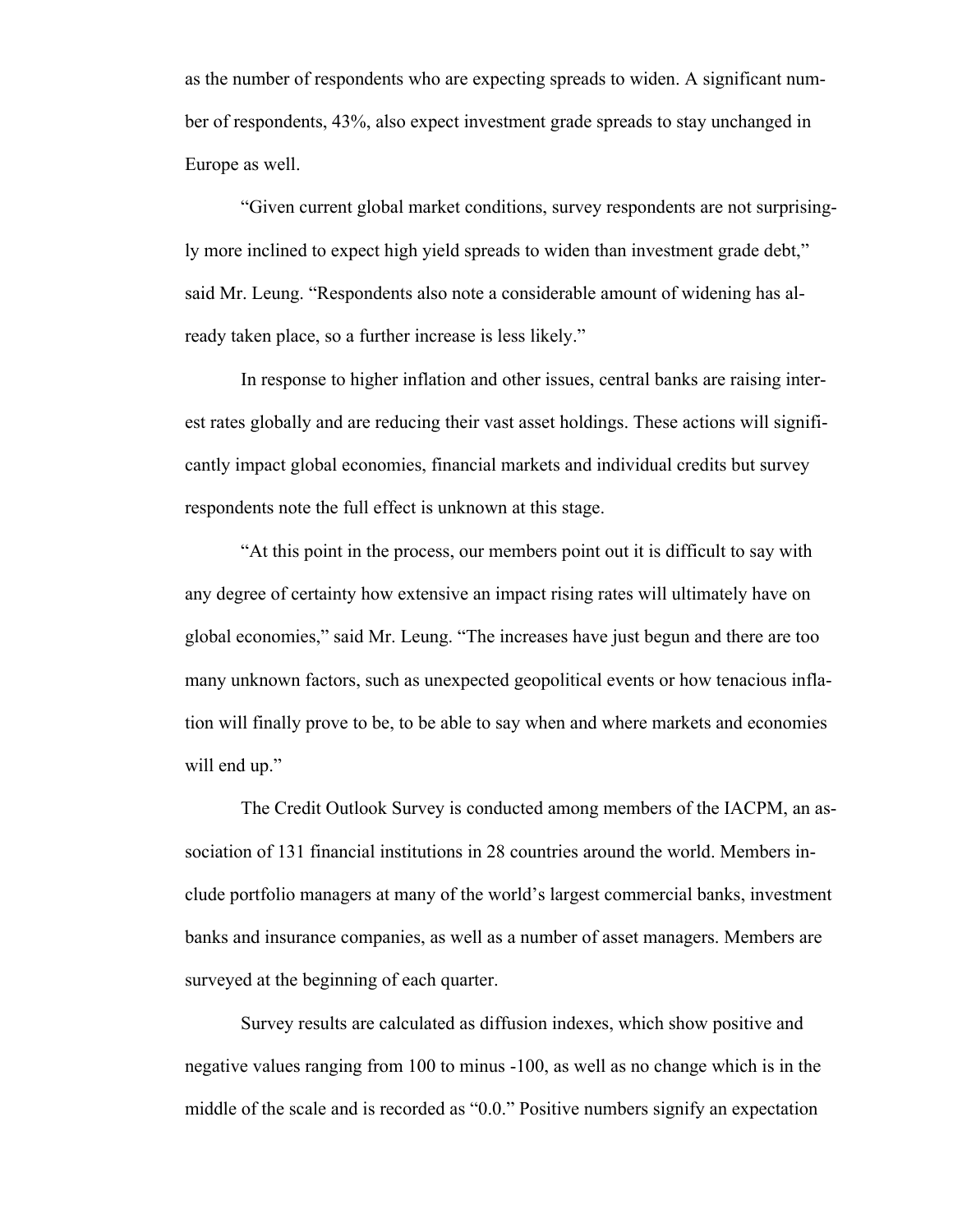as the number of respondents who are expecting spreads to widen. A significant number of respondents, 43%, also expect investment grade spreads to stay unchanged in Europe as well.

"Given current global market conditions, survey respondents are not surprisingly more inclined to expect high yield spreads to widen than investment grade debt," said Mr. Leung. "Respondents also note a considerable amount of widening has already taken place, so a further increase is less likely."

In response to higher inflation and other issues, central banks are raising interest rates globally and are reducing their vast asset holdings. These actions will significantly impact global economies, financial markets and individual credits but survey respondents note the full effect is unknown at this stage.

"At this point in the process, our members point out it is difficult to say with any degree of certainty how extensive an impact rising rates will ultimately have on global economies," said Mr. Leung. "The increases have just begun and there are too many unknown factors, such as unexpected geopolitical events or how tenacious inflation will finally prove to be, to be able to say when and where markets and economies will end up."

The Credit Outlook Survey is conducted among members of the IACPM, an association of 131 financial institutions in 28 countries around the world. Members include portfolio managers at many of the world's largest commercial banks, investment banks and insurance companies, as well as a number of asset managers. Members are surveyed at the beginning of each quarter.

Survey results are calculated as diffusion indexes, which show positive and negative values ranging from 100 to minus -100, as well as no change which is in the middle of the scale and is recorded as "0.0." Positive numbers signify an expectation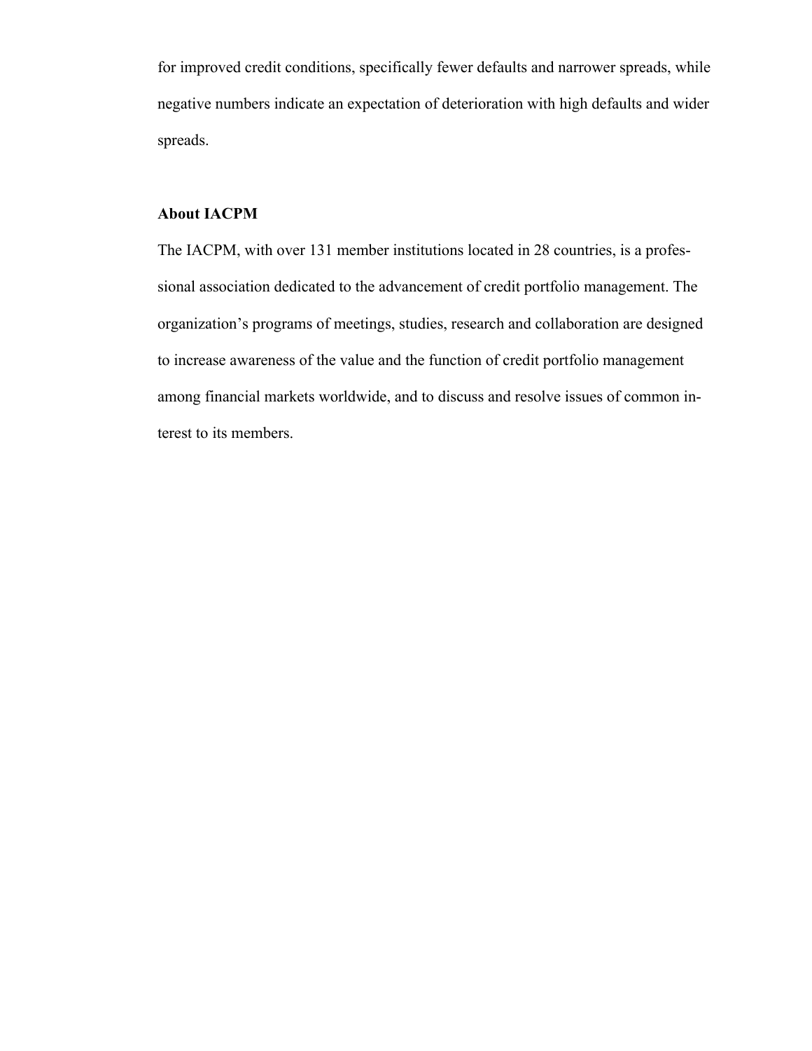for improved credit conditions, specifically fewer defaults and narrower spreads, while negative numbers indicate an expectation of deterioration with high defaults and wider spreads.

**About IACPM**

The IACPM, with over 131 member institutions located in 28 countries, is a professional association dedicated to the advancement of credit portfolio management. The organization's programs of meetings, studies, research and collaboration are designed to increase awareness of the value and the function of credit portfolio management among financial markets worldwide, and to discuss and resolve issues of common interest to its members.